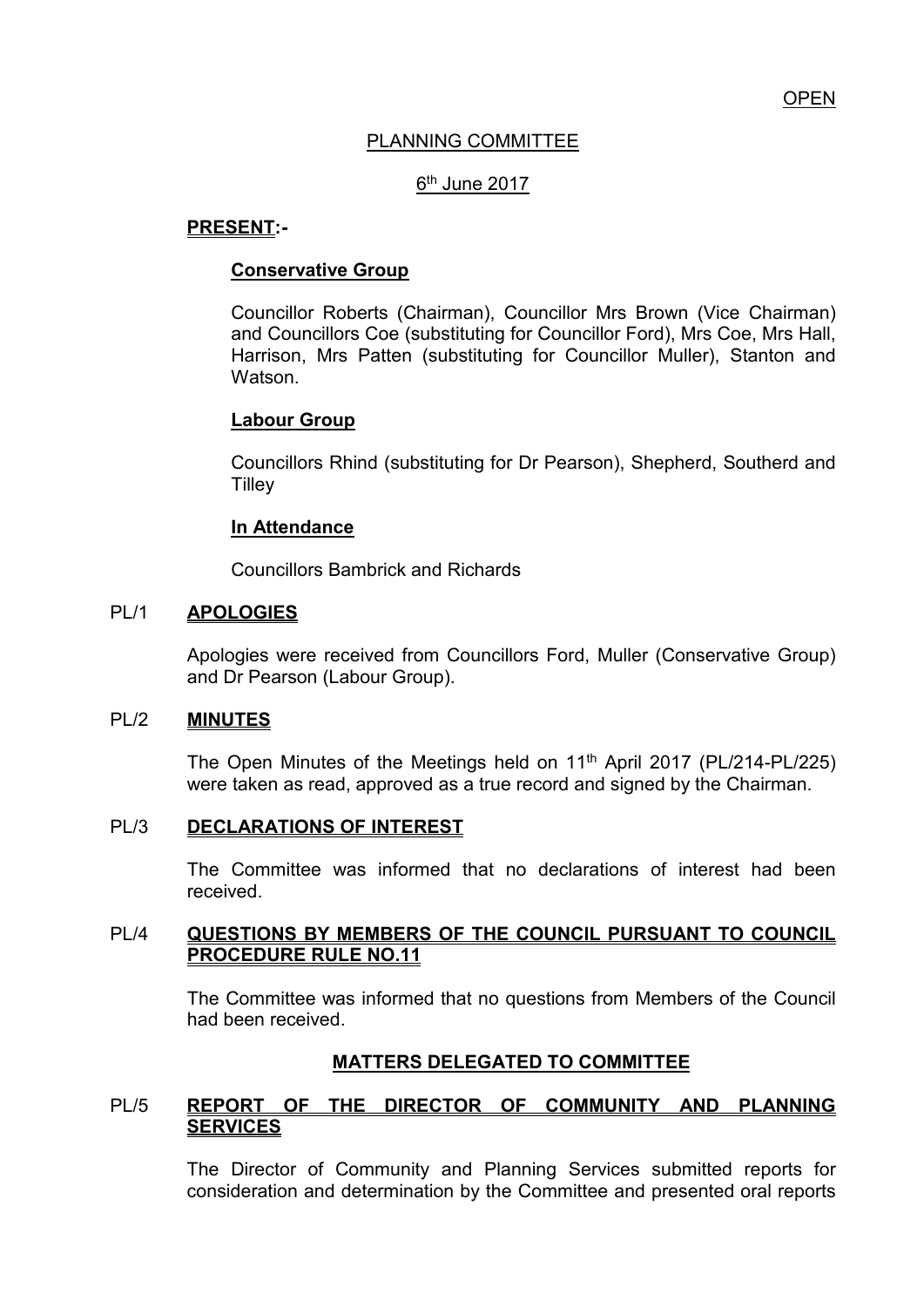OPEN

# PLANNING COMMITTEE

6th June 2017

**PRESENT:-**

**Conservative Group**

Councillor Roberts (Chairman), Councillor Mrs Brown (Vice Chairman) and Councillors Coe (substituting for Councillor Ford), Mrs Coe, Mrs Hall, Harrison, Mrs Patten (substituting for Councillor Muller), Stanton and Watson.

**Labour Group**

Councillors Rhind (substituting for Dr Pearson), Shepherd, Southerd and Tilley

**In Attendance**

Councillors Bambrick and Richards

PL/1 **APOLOGIES**

Apologies were received from Councillors Ford, Muller (Conservative Group) and Dr Pearson (Labour Group).

PL/2 **MINUTES**

The Open Minutes of the Meetings held on 11th April 2017 (PL/214-PL/225) were taken as read, approved as a true record and signed by the Chairman.

PL/3 **DECLARATIONS OF INTEREST**

The Committee was informed that no declarations of interest had been received.

PL/4 **QUESTIONS BY MEMBERS OF THE COUNCIL PURSUANT TO COUNCIL PROCEDURE RULE NO.11**

The Committee was informed that no questions from Members of the Council had been received.

**MATTERS DELEGATED TO COMMITTEE**

PL/5 **REPORT OF THE DIRECTOR OF COMMUNITY AND PLANNING SERVICES**

The Director of Community and Planning Services submitted reports for consideration and determination by the Committee and presented oral reports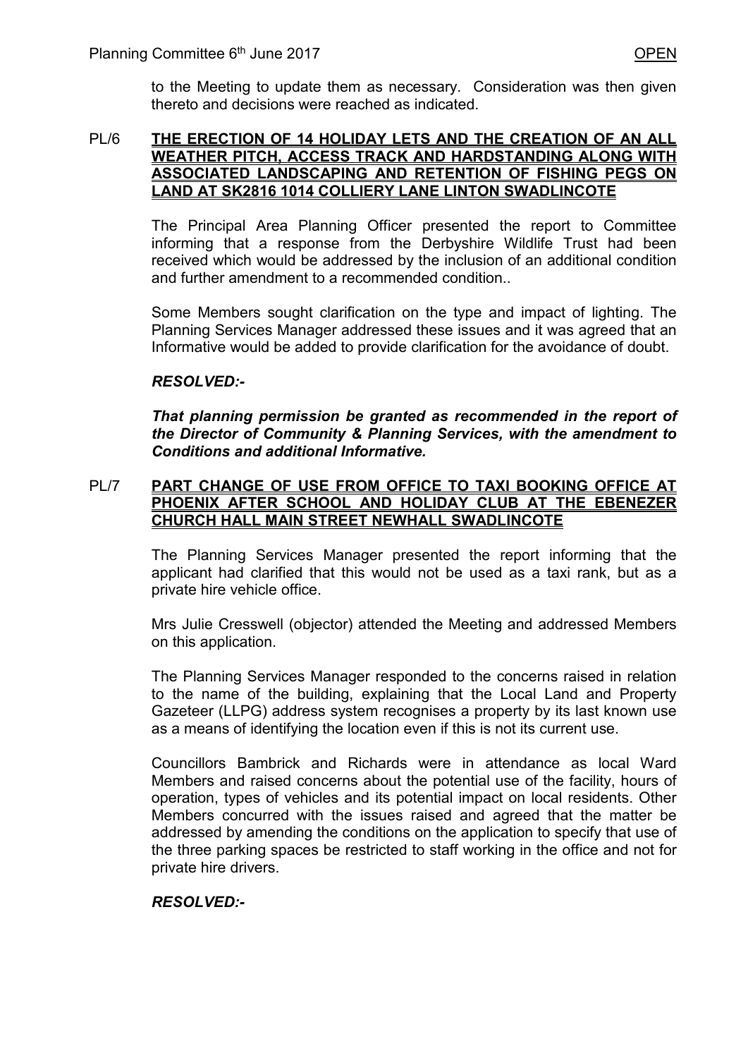to the Meeting to update them as necessary. Consideration was then given thereto and decisions were reached as indicated.

## PL/6 THE ERECTION OF 14 HOLIDAY LETS AND THE CREATION OF AN ALL WEATHER PITCH, ACCESS TRACK AND HARDSTANDING ALONG WITH ASSOCIATED LANDSCAPING AND RETENTION OF FISHING PEGS ON LAND AT SK2816 1014 COLLIERY LANE LINTON SWADLINCOTE

The Principal Area Planning Officer presented the report to Committee informing that a response from the Derbyshire Wildlife Trust had been received which would be addressed by the inclusion of an additional condition and further amendment to a recommended condition..

Some Members sought clarification on the type and impact of lighting. The Planning Services Manager addressed these issues and it was agreed that an Informative would be added to provide clarification for the avoidance of doubt.

***RESOLVED:-***

***That planning permission be granted as recommended in the report of the Director of Community & Planning Services, with the amendment to Conditions and additional Informative.***

## PL/7 PART CHANGE OF USE FROM OFFICE TO TAXI BOOKING OFFICE AT PHOENIX AFTER SCHOOL AND HOLIDAY CLUB AT THE EBENEZER CHURCH HALL MAIN STREET NEWHALL SWADLINCOTE

The Planning Services Manager presented the report informing that the applicant had clarified that this would not be used as a taxi rank, but as a private hire vehicle office.

Mrs Julie Cresswell (objector) attended the Meeting and addressed Members on this application.

The Planning Services Manager responded to the concerns raised in relation to the name of the building, explaining that the Local Land and Property Gazeteer (LLPG) address system recognises a property by its last known use as a means of identifying the location even if this is not its current use.

Councillors Bambrick and Richards were in attendance as local Ward Members and raised concerns about the potential use of the facility, hours of operation, types of vehicles and its potential impact on local residents. Other Members concurred with the issues raised and agreed that the matter be addressed by amending the conditions on the application to specify that use of the three parking spaces be restricted to staff working in the office and not for private hire drivers.

***RESOLVED:-***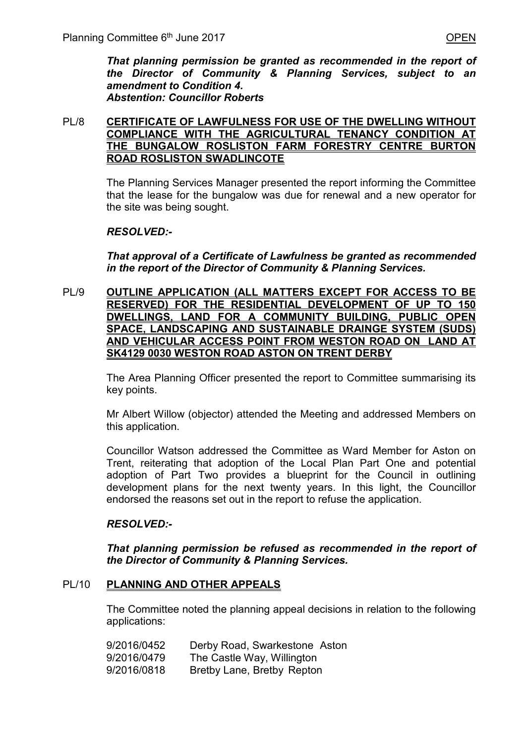***That planning permission be granted as recommended in the report of the Director of Community & Planning Services, subject to an amendment to Condition 4.***
***Abstention: Councillor Roberts***

**PL/8 CERTIFICATE OF LAWFULNESS FOR USE OF THE DWELLING WITHOUT COMPLIANCE WITH THE AGRICULTURAL TENANCY CONDITION AT THE BUNGALOW ROSLISTON FARM FORESTRY CENTRE BURTON ROAD ROSLISTON SWADLINCOTE**

The Planning Services Manager presented the report informing the Committee that the lease for the bungalow was due for renewal and a new operator for the site was being sought.

***RESOLVED:-***

***That approval of a Certificate of Lawfulness be granted as recommended in the report of the Director of Community & Planning Services.***

**PL/9 OUTLINE APPLICATION (ALL MATTERS EXCEPT FOR ACCESS TO BE RESERVED) FOR THE RESIDENTIAL DEVELOPMENT OF UP TO 150 DWELLINGS, LAND FOR A COMMUNITY BUILDING, PUBLIC OPEN SPACE, LANDSCAPING AND SUSTAINABLE DRAINGE SYSTEM (SUDS) AND VEHICULAR ACCESS POINT FROM WESTON ROAD ON LAND AT SK4129 0030 WESTON ROAD ASTON ON TRENT DERBY**

The Area Planning Officer presented the report to Committee summarising its key points.

Mr Albert Willow (objector) attended the Meeting and addressed Members on this application.

Councillor Watson addressed the Committee as Ward Member for Aston on Trent, reiterating that adoption of the Local Plan Part One and potential adoption of Part Two provides a blueprint for the Council in outlining development plans for the next twenty years. In this light, the Councillor endorsed the reasons set out in the report to refuse the application.

***RESOLVED:-***

***That planning permission be refused as recommended in the report of the Director of Community & Planning Services.***

**PL/10 PLANNING AND OTHER APPEALS**

The Committee noted the planning appeal decisions in relation to the following applications:

| | |
|---|---|
| 9/2016/0452 | Derby Road, Swarkestone Aston |
| 9/2016/0479 | The Castle Way, Willington |
| 9/2016/0818 | Bretby Lane, Bretby Repton |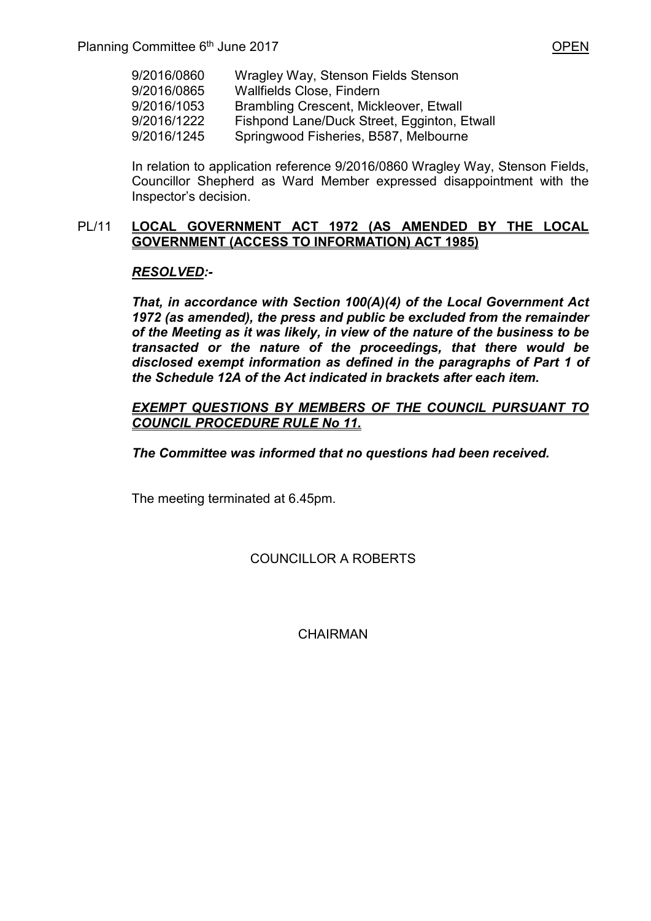| | |
|---|---|
| 9/2016/0860 | Wragley Way, Stenson Fields Stenson |
| 9/2016/0865 | Wallfields Close, Findern |
| 9/2016/1053 | Brambling Crescent, Mickleover, Etwall |
| 9/2016/1222 | Fishpond Lane/Duck Street, Egginton, Etwall |
| 9/2016/1245 | Springwood Fisheries, B587, Melbourne |

In relation to application reference 9/2016/0860 Wragley Way, Stenson Fields, Councillor Shepherd as Ward Member expressed disappointment with the Inspector's decision.

PL/11 **LOCAL GOVERNMENT ACT 1972 (AS AMENDED BY THE LOCAL GOVERNMENT (ACCESS TO INFORMATION) ACT 1985)**

***RESOLVED:-***

***That, in accordance with Section 100(A)(4) of the Local Government Act 1972 (as amended), the press and public be excluded from the remainder of the Meeting as it was likely, in view of the nature of the business to be transacted or the nature of the proceedings, that there would be disclosed exempt information as defined in the paragraphs of Part 1 of the Schedule 12A of the Act indicated in brackets after each item.***

***EXEMPT QUESTIONS BY MEMBERS OF THE COUNCIL PURSUANT TO COUNCIL PROCEDURE RULE No 11.***

***The Committee was informed that no questions had been received.***

The meeting terminated at 6.45pm.

COUNCILLOR A ROBERTS

CHAIRMAN